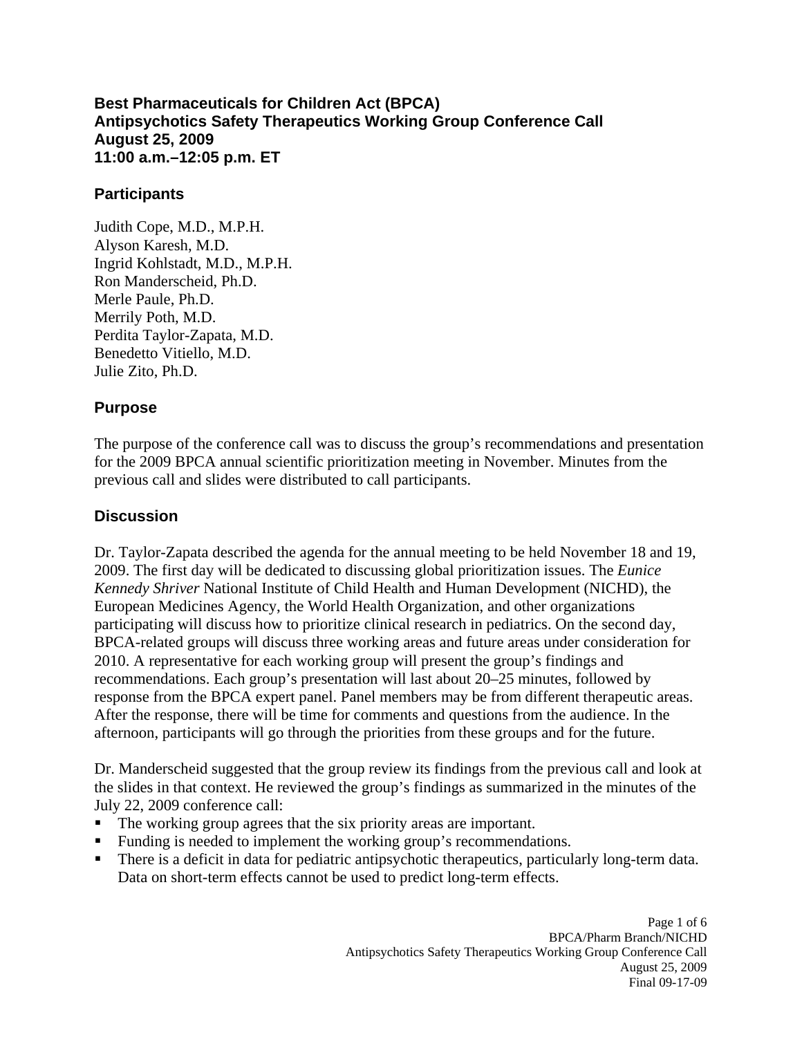# Best Pharmaceuticals for Children Act (BPCA)
# Antipsychotics Safety Therapeutics Working Group Conference Call
# August 25, 2009
# 11:00 a.m.–12:05 p.m. ET

## Participants

Judith Cope, M.D., M.P.H.
Alyson Karesh, M.D.
Ingrid Kohlstadt, M.D., M.P.H.
Ron Manderscheid, Ph.D.
Merle Paule, Ph.D.
Merrily Poth, M.D.
Perdita Taylor-Zapata, M.D.
Benedetto Vitiello, M.D.
Julie Zito, Ph.D.

## Purpose

The purpose of the conference call was to discuss the group's recommendations and presentation for the 2009 BPCA annual scientific prioritization meeting in November. Minutes from the previous call and slides were distributed to call participants.

## Discussion

Dr. Taylor-Zapata described the agenda for the annual meeting to be held November 18 and 19, 2009. The first day will be dedicated to discussing global prioritization issues. The *Eunice Kennedy Shriver* National Institute of Child Health and Human Development (NICHD), the European Medicines Agency, the World Health Organization, and other organizations participating will discuss how to prioritize clinical research in pediatrics. On the second day, BPCA-related groups will discuss three working areas and future areas under consideration for 2010. A representative for each working group will present the group's findings and recommendations. Each group's presentation will last about 20–25 minutes, followed by response from the BPCA expert panel. Panel members may be from different therapeutic areas. After the response, there will be time for comments and questions from the audience. In the afternoon, participants will go through the priorities from these groups and for the future.

Dr. Manderscheid suggested that the group review its findings from the previous call and look at the slides in that context. He reviewed the group's findings as summarized in the minutes of the July 22, 2009 conference call:

- The working group agrees that the six priority areas are important.
- Funding is needed to implement the working group's recommendations.
- There is a deficit in data for pediatric antipsychotic therapeutics, particularly long-term data. Data on short-term effects cannot be used to predict long-term effects.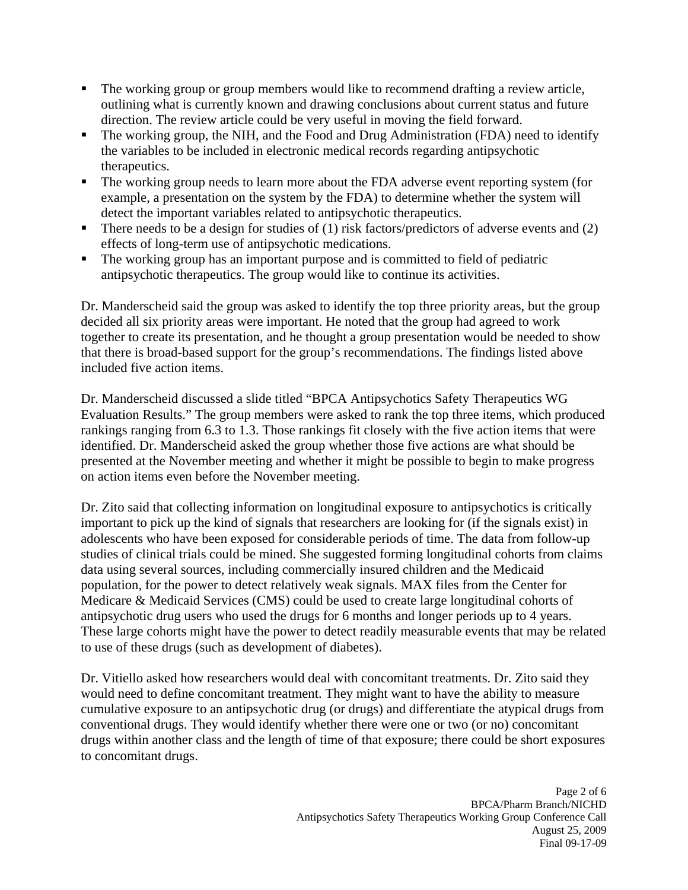- The working group or group members would like to recommend drafting a review article, outlining what is currently known and drawing conclusions about current status and future direction. The review article could be very useful in moving the field forward.
- The working group, the NIH, and the Food and Drug Administration (FDA) need to identify the variables to be included in electronic medical records regarding antipsychotic therapeutics.
- The working group needs to learn more about the FDA adverse event reporting system (for example, a presentation on the system by the FDA) to determine whether the system will detect the important variables related to antipsychotic therapeutics.
- There needs to be a design for studies of (1) risk factors/predictors of adverse events and (2) effects of long-term use of antipsychotic medications.
- The working group has an important purpose and is committed to field of pediatric antipsychotic therapeutics. The group would like to continue its activities.

Dr. Manderscheid said the group was asked to identify the top three priority areas, but the group decided all six priority areas were important. He noted that the group had agreed to work together to create its presentation, and he thought a group presentation would be needed to show that there is broad-based support for the group's recommendations. The findings listed above included five action items.

Dr. Manderscheid discussed a slide titled "BPCA Antipsychotics Safety Therapeutics WG Evaluation Results." The group members were asked to rank the top three items, which produced rankings ranging from 6.3 to 1.3. Those rankings fit closely with the five action items that were identified. Dr. Manderscheid asked the group whether those five actions are what should be presented at the November meeting and whether it might be possible to begin to make progress on action items even before the November meeting.

Dr. Zito said that collecting information on longitudinal exposure to antipsychotics is critically important to pick up the kind of signals that researchers are looking for (if the signals exist) in adolescents who have been exposed for considerable periods of time. The data from follow-up studies of clinical trials could be mined. She suggested forming longitudinal cohorts from claims data using several sources, including commercially insured children and the Medicaid population, for the power to detect relatively weak signals. MAX files from the Center for Medicare & Medicaid Services (CMS) could be used to create large longitudinal cohorts of antipsychotic drug users who used the drugs for 6 months and longer periods up to 4 years. These large cohorts might have the power to detect readily measurable events that may be related to use of these drugs (such as development of diabetes).

Dr. Vitiello asked how researchers would deal with concomitant treatments. Dr. Zito said they would need to define concomitant treatment. They might want to have the ability to measure cumulative exposure to an antipsychotic drug (or drugs) and differentiate the atypical drugs from conventional drugs. They would identify whether there were one or two (or no) concomitant drugs within another class and the length of time of that exposure; there could be short exposures to concomitant drugs.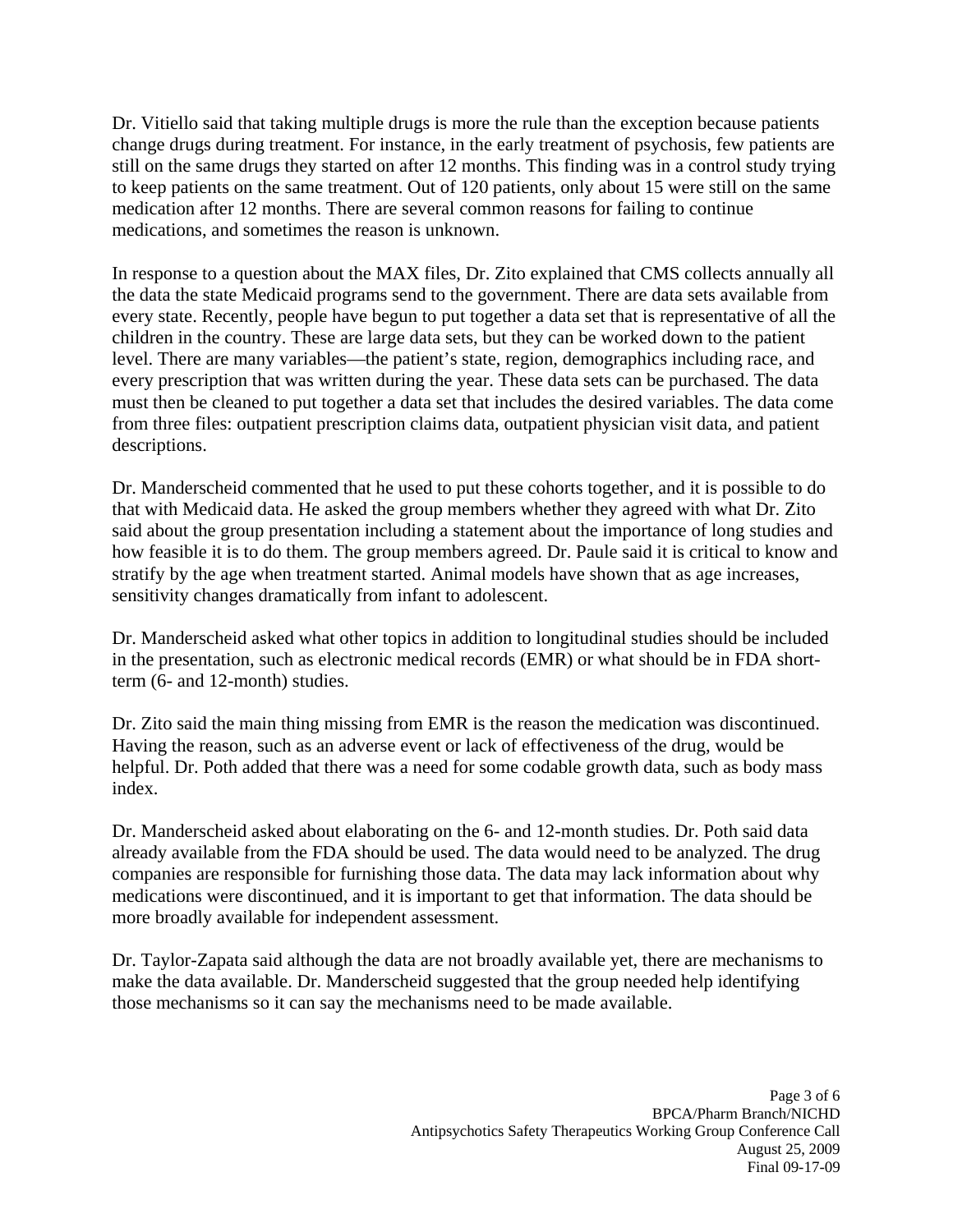Dr. Vitiello said that taking multiple drugs is more the rule than the exception because patients change drugs during treatment. For instance, in the early treatment of psychosis, few patients are still on the same drugs they started on after 12 months. This finding was in a control study trying to keep patients on the same treatment. Out of 120 patients, only about 15 were still on the same medication after 12 months. There are several common reasons for failing to continue medications, and sometimes the reason is unknown.

In response to a question about the MAX files, Dr. Zito explained that CMS collects annually all the data the state Medicaid programs send to the government. There are data sets available from every state. Recently, people have begun to put together a data set that is representative of all the children in the country. These are large data sets, but they can be worked down to the patient level. There are many variables—the patient's state, region, demographics including race, and every prescription that was written during the year. These data sets can be purchased. The data must then be cleaned to put together a data set that includes the desired variables. The data come from three files: outpatient prescription claims data, outpatient physician visit data, and patient descriptions.

Dr. Manderscheid commented that he used to put these cohorts together, and it is possible to do that with Medicaid data. He asked the group members whether they agreed with what Dr. Zito said about the group presentation including a statement about the importance of long studies and how feasible it is to do them. The group members agreed. Dr. Paule said it is critical to know and stratify by the age when treatment started. Animal models have shown that as age increases, sensitivity changes dramatically from infant to adolescent.

Dr. Manderscheid asked what other topics in addition to longitudinal studies should be included in the presentation, such as electronic medical records (EMR) or what should be in FDA short-term (6- and 12-month) studies.

Dr. Zito said the main thing missing from EMR is the reason the medication was discontinued. Having the reason, such as an adverse event or lack of effectiveness of the drug, would be helpful. Dr. Poth added that there was a need for some codable growth data, such as body mass index.

Dr. Manderscheid asked about elaborating on the 6- and 12-month studies. Dr. Poth said data already available from the FDA should be used. The data would need to be analyzed. The drug companies are responsible for furnishing those data. The data may lack information about why medications were discontinued, and it is important to get that information. The data should be more broadly available for independent assessment.

Dr. Taylor-Zapata said although the data are not broadly available yet, there are mechanisms to make the data available. Dr. Manderscheid suggested that the group needed help identifying those mechanisms so it can say the mechanisms need to be made available.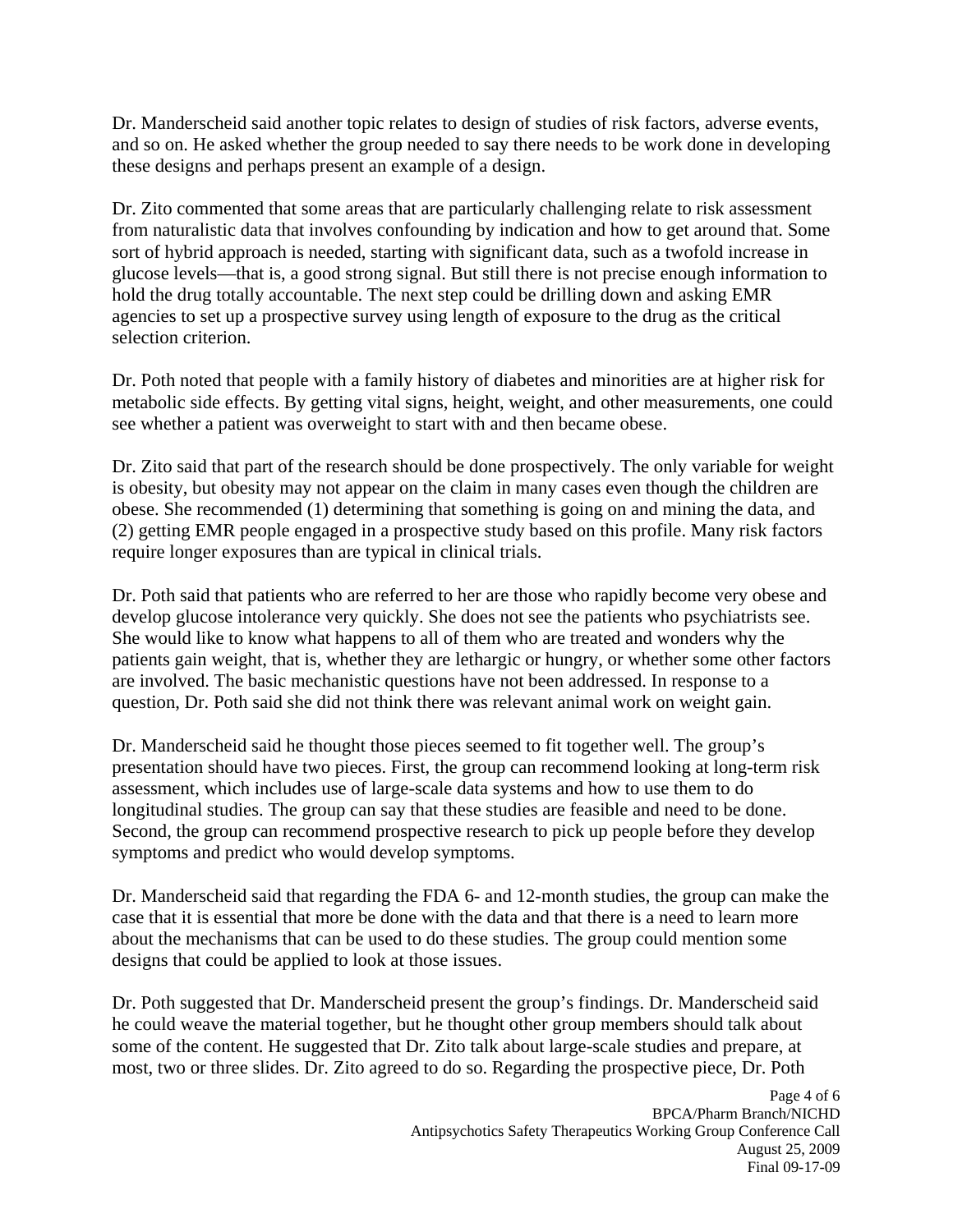Dr. Manderscheid said another topic relates to design of studies of risk factors, adverse events, and so on. He asked whether the group needed to say there needs to be work done in developing these designs and perhaps present an example of a design.

Dr. Zito commented that some areas that are particularly challenging relate to risk assessment from naturalistic data that involves confounding by indication and how to get around that. Some sort of hybrid approach is needed, starting with significant data, such as a twofold increase in glucose levels—that is, a good strong signal. But still there is not precise enough information to hold the drug totally accountable. The next step could be drilling down and asking EMR agencies to set up a prospective survey using length of exposure to the drug as the critical selection criterion.

Dr. Poth noted that people with a family history of diabetes and minorities are at higher risk for metabolic side effects. By getting vital signs, height, weight, and other measurements, one could see whether a patient was overweight to start with and then became obese.

Dr. Zito said that part of the research should be done prospectively. The only variable for weight is obesity, but obesity may not appear on the claim in many cases even though the children are obese. She recommended (1) determining that something is going on and mining the data, and (2) getting EMR people engaged in a prospective study based on this profile. Many risk factors require longer exposures than are typical in clinical trials.

Dr. Poth said that patients who are referred to her are those who rapidly become very obese and develop glucose intolerance very quickly. She does not see the patients who psychiatrists see. She would like to know what happens to all of them who are treated and wonders why the patients gain weight, that is, whether they are lethargic or hungry, or whether some other factors are involved. The basic mechanistic questions have not been addressed. In response to a question, Dr. Poth said she did not think there was relevant animal work on weight gain.

Dr. Manderscheid said he thought those pieces seemed to fit together well. The group's presentation should have two pieces. First, the group can recommend looking at long-term risk assessment, which includes use of large-scale data systems and how to use them to do longitudinal studies. The group can say that these studies are feasible and need to be done. Second, the group can recommend prospective research to pick up people before they develop symptoms and predict who would develop symptoms.

Dr. Manderscheid said that regarding the FDA 6- and 12-month studies, the group can make the case that it is essential that more be done with the data and that there is a need to learn more about the mechanisms that can be used to do these studies. The group could mention some designs that could be applied to look at those issues.

Dr. Poth suggested that Dr. Manderscheid present the group's findings. Dr. Manderscheid said he could weave the material together, but he thought other group members should talk about some of the content. He suggested that Dr. Zito talk about large-scale studies and prepare, at most, two or three slides. Dr. Zito agreed to do so. Regarding the prospecive piece, Dr. Poth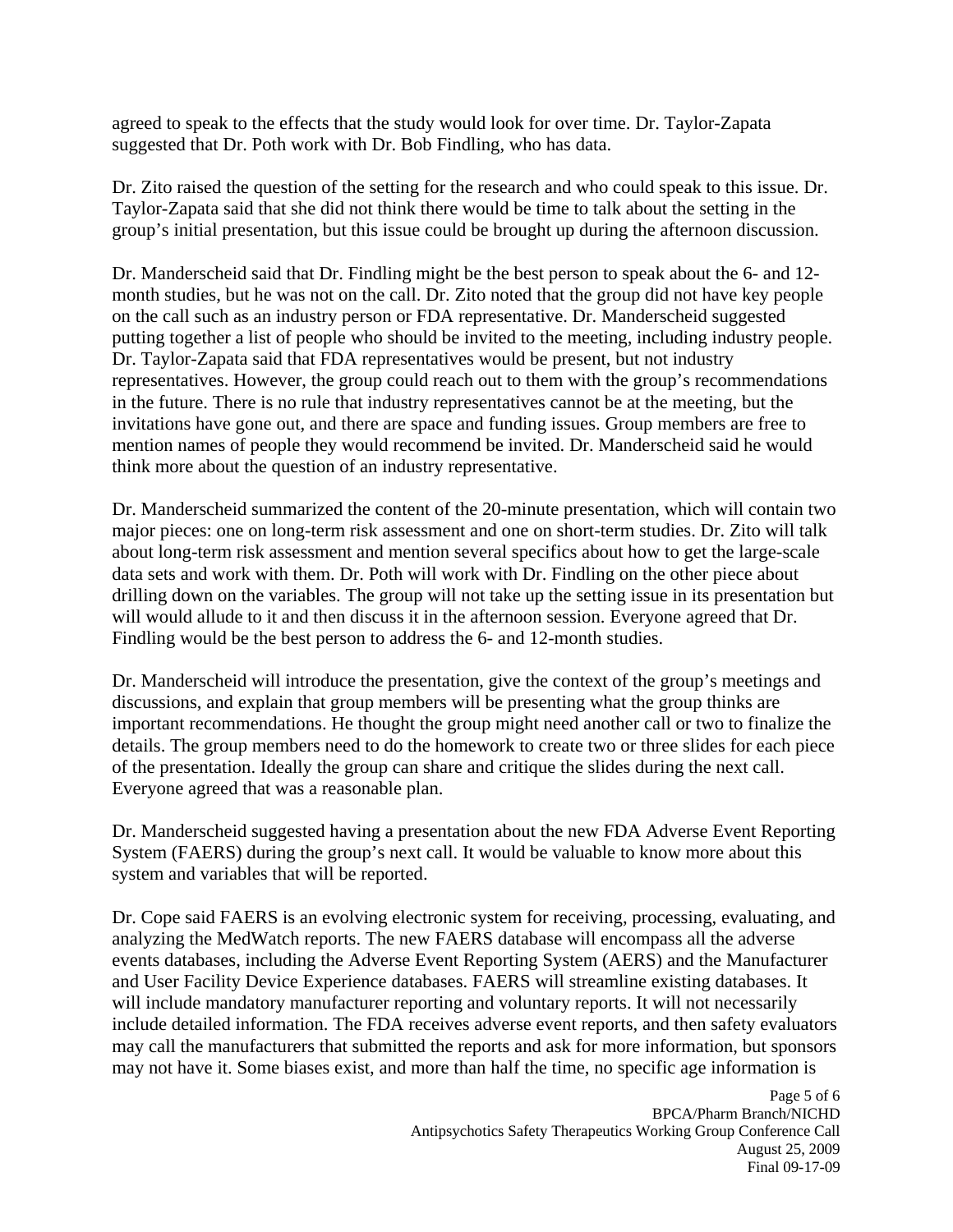agreed to speak to the effects that the study would look for over time. Dr. Taylor-Zapata suggested that Dr. Poth work with Dr. Bob Findling, who has data.

Dr. Zito raised the question of the setting for the research and who could speak to this issue. Dr. Taylor-Zapata said that she did not think there would be time to talk about the setting in the group's initial presentation, but this issue could be brought up during the afternoon discussion.

Dr. Manderscheid said that Dr. Findling might be the best person to speak about the 6- and 12-month studies, but he was not on the call. Dr. Zito noted that the group did not have key people on the call such as an industry person or FDA representative. Dr. Manderscheid suggested putting together a list of people who should be invited to the meeting, including industry people. Dr. Taylor-Zapata said that FDA representatives would be present, but not industry representatives. However, the group could reach out to them with the group's recommendations in the future. There is no rule that industry representatives cannot be at the meeting, but the invitations have gone out, and there are space and funding issues. Group members are free to mention names of people they would recommend be invited. Dr. Manderscheid said he would think more about the question of an industry representative.

Dr. Manderscheid summarized the content of the 20-minute presentation, which will contain two major pieces: one on long-term risk assessment and one on short-term studies. Dr. Zito will talk about long-term risk assessment and mention several specifics about how to get the large-scale data sets and work with them. Dr. Poth will work with Dr. Findling on the other piece about drilling down on the variables. The group will not take up the setting issue in its presentation but will would allude to it and then discuss it in the afternoon session. Everyone agreed that Dr. Findling would be the best person to address the 6- and 12-month studies.

Dr. Manderscheid will introduce the presentation, give the context of the group's meetings and discussions, and explain that group members will be presenting what the group thinks are important recommendations. He thought the group might need another call or two to finalize the details. The group members need to do the homework to create two or three slides for each piece of the presentation. Ideally the group can share and critique the slides during the next call. Everyone agreed that was a reasonable plan.

Dr. Manderscheid suggested having a presentation about the new FDA Adverse Event Reporting System (FAERS) during the group's next call. It would be valuable to know more about this system and variables that will be reported.

Dr. Cope said FAERS is an evolving electronic system for receiving, processing, evaluating, and analyzing the MedWatch reports. The new FAERS database will encompass all the adverse events databases, including the Adverse Event Reporting System (AERS) and the Manufacturer and User Facility Device Experience databases. FAERS will streamline existing databases. It will include mandatory manufacturer reporting and voluntary reports. It will not necessarily include detailed information. The FDA receives adverse event reports, and then safety evaluators may call the manufacturers that submitted the reports and ask for more information, but sponsors may not have it. Some biases exist, and more than half the time, no specific age information is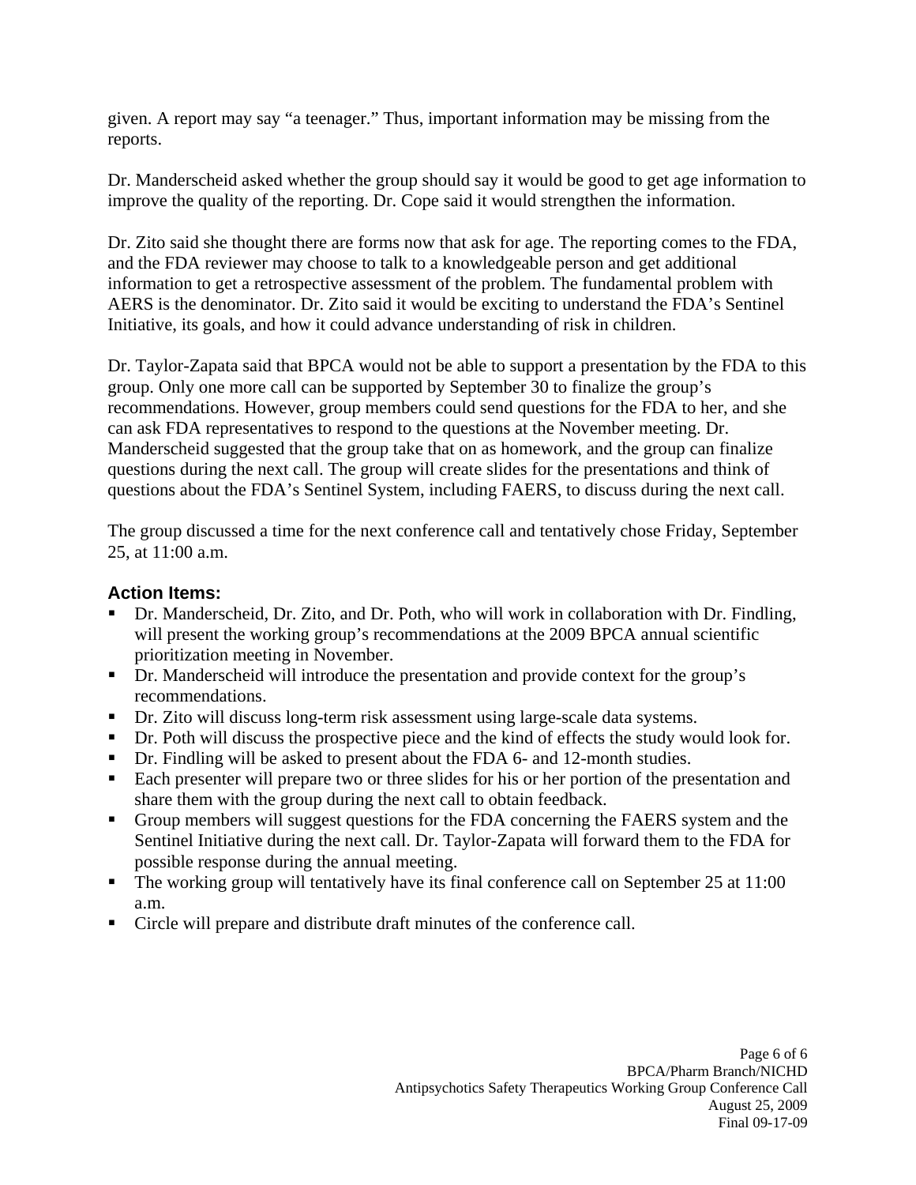given. A report may say "a teenager." Thus, important information may be missing from the reports.

Dr. Manderscheid asked whether the group should say it would be good to get age information to improve the quality of the reporting. Dr. Cope said it would strengthen the information.

Dr. Zito said she thought there are forms now that ask for age. The reporting comes to the FDA, and the FDA reviewer may choose to talk to a knowledgeable person and get additional information to get a retrospective assessment of the problem. The fundamental problem with AERS is the denominator. Dr. Zito said it would be exciting to understand the FDA's Sentinel Initiative, its goals, and how it could advance understanding of risk in children.

Dr. Taylor-Zapata said that BPCA would not be able to support a presentation by the FDA to this group. Only one more call can be supported by September 30 to finalize the group's recommendations. However, group members could send questions for the FDA to her, and she can ask FDA representatives to respond to the questions at the November meeting. Dr. Manderscheid suggested that the group take that on as homework, and the group can finalize questions during the next call. The group will create slides for the presentations and think of questions about the FDA's Sentinel System, including FAERS, to discuss during the next call.

The group discussed a time for the next conference call and tentatively chose Friday, September 25, at 11:00 a.m.

### Action Items:

- Dr. Manderscheid, Dr. Zito, and Dr. Poth, who will work in collaboration with Dr. Findling, will present the working group's recommendations at the 2009 BPCA annual scientific prioritization meeting in November.
- Dr. Manderscheid will introduce the presentation and provide context for the group's recommendations.
- Dr. Zito will discuss long-term risk assessment using large-scale data systems.
- Dr. Poth will discuss the prospective piece and the kind of effects the study would look for.
- Dr. Findling will be asked to present about the FDA 6- and 12-month studies.
- Each presenter will prepare two or three slides for his or her portion of the presentation and share them with the group during the next call to obtain feedback.
- Group members will suggest questions for the FDA concerning the FAERS system and the Sentinel Initiative during the next call. Dr. Taylor-Zapata will forward them to the FDA for possible response during the annual meeting.
- The working group will tentatively have its final conference call on September 25 at 11:00 a.m.
- Circle will prepare and distribute draft minutes of the conference call.